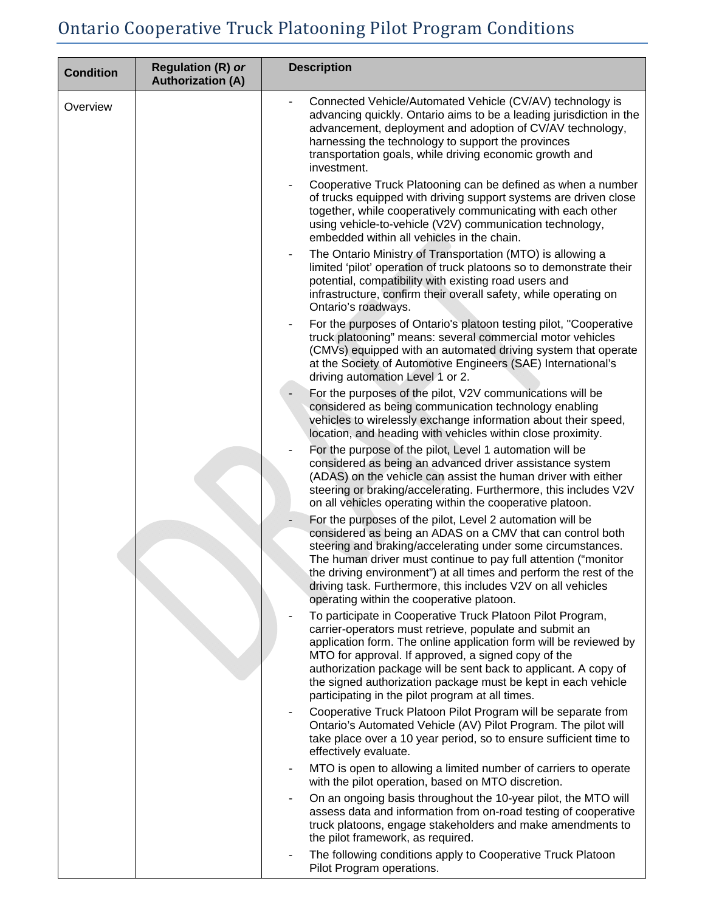# Ontario Cooperative Truck Platooning Pilot Program Conditions

| Condition | Regulation (R) *or* Authorization (A) | Description |
|---|---|---|
| Overview | | - Connected Vehicle/Automated Vehicle (CV/AV) technology is advancing quickly. Ontario aims to be a leading jurisdiction in the advancement, deployment and adoption of CV/AV technology, harnessing the technology to support the provinces transportation goals, while driving economic growth and investment.<br>- Cooperative Truck Platooning can be defined as when a number of trucks equipped with driving support systems are driven close together, while cooperatively communicating with each other using vehicle-to-vehicle (V2V) communication technology, embedded within all vehicles in the chain.<br>- The Ontario Ministry of Transportation (MTO) is allowing a limited 'pilot' operation of truck platoons so to demonstrate their potential, compatibility with existing road users and infrastructure, confirm their overall safety, while operating on Ontario's roadways.<br>- For the purposes of Ontario's platoon testing pilot, "Cooperative truck platooning" means: several commercial motor vehicles (CMVs) equipped with an automated driving system that operate at the Society of Automotive Engineers (SAE) International's driving automation Level 1 or 2.<br>- For the purposes of the pilot, V2V communications will be considered as being communication technology enabling vehicles to wirelessly exchange information about their speed, location, and heading with vehicles within close proximity.<br>- For the purpose of the pilot, Level 1 automation will be considered as being an advanced driver assistance system (ADAS) on the vehicle can assist the human driver with either steering or braking/accelerating. Furthermore, this includes V2V on all vehicles operating within the cooperative platoon.<br>- For the purposes of the pilot, Level 2 automation will be considered as being an ADAS on a CMV that can control both steering and braking/accelerating under some circumstances. The human driver must continue to pay full attention ("monitor the driving environment") at all times and perform the rest of the driving task. Furthermore, this includes V2V on all vehicles operating within the cooperative platoon.<br>- To participate in Cooperative Truck Platoon Pilot Program, carrier-operators must retrieve, populate and submit an application form. The online application form will be reviewed by MTO for approval. If approved, a signed copy of the authorization package will be sent back to applicant. A copy of the signed authorization package must be kept in each vehicle participating in the pilot program at all times.<br>- Cooperative Truck Platoon Pilot Program will be separate from Ontario's Automated Vehicle (AV) Pilot Program. The pilot will take place over a 10 year period, so to ensure sufficient time to effectively evaluate.<br>- MTO is open to allowing a limited number of carriers to operate with the pilot operation, based on MTO discretion.<br>- On an ongoing basis throughout the 10-year pilot, the MTO will assess data and information from on-road testing of cooperative truck platoons, engage stakeholders and make amendments to the pilot framework, as required.<br>- The following conditions apply to Cooperative Truck Platoon Pilot Program operations. |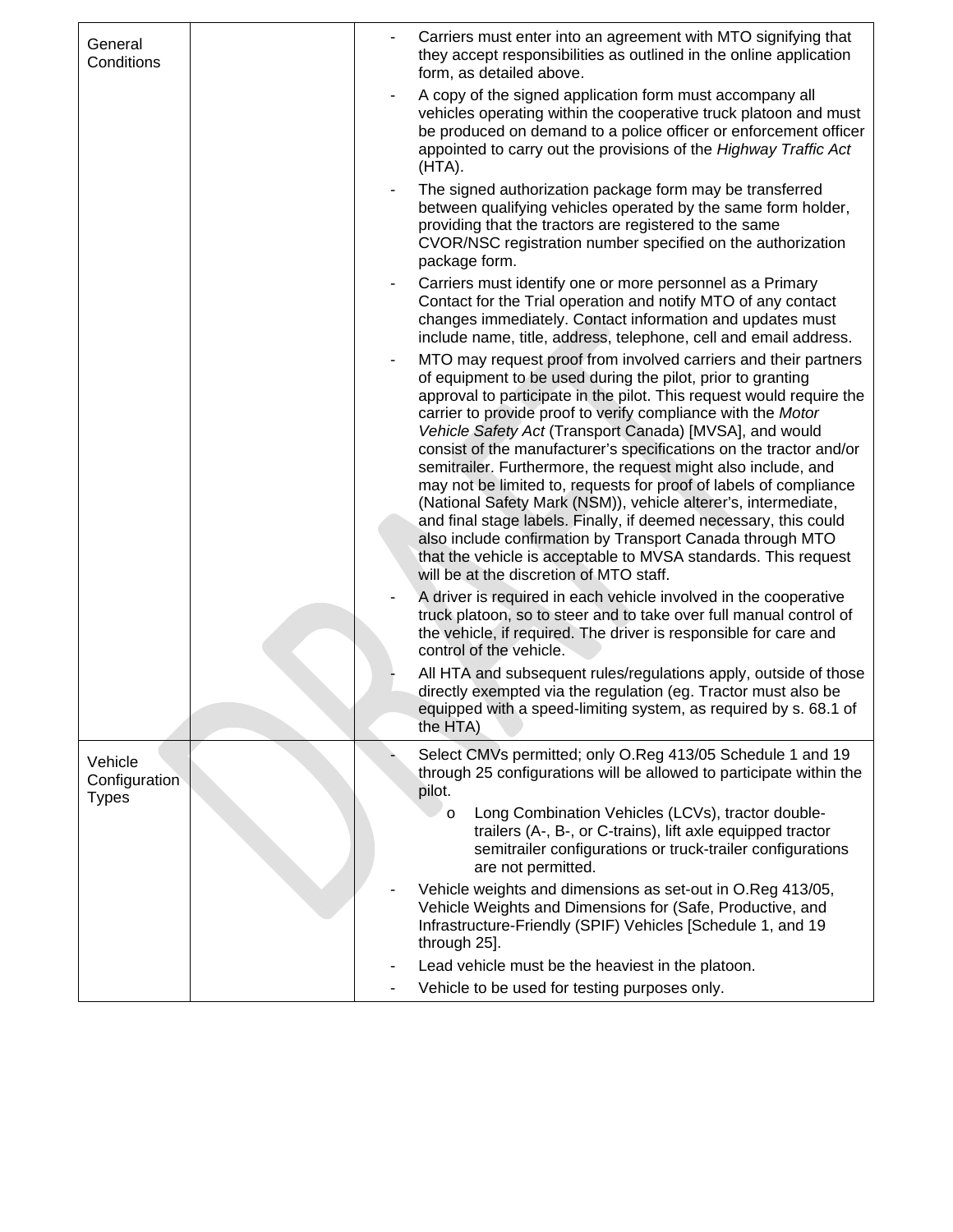| | | |
|---|---|---|
| General Conditions | | - Carriers must enter into an agreement with MTO signifying that they accept responsibilities as outlined in the online application form, as detailed above.<br>- A copy of the signed application form must accompany all vehicles operating within the cooperative truck platoon and must be produced on demand to a police officer or enforcement officer appointed to carry out the provisions of the *Highway Traffic Act* (HTA).<br>- The signed authorization package form may be transferred between qualifying vehicles operated by the same form holder, providing that the tractors are registered to the same CVOR/NSC registration number specified on the authorization package form.<br>- Carriers must identify one or more personnel as a Primary Contact for the Trial operation and notify MTO of any contact changes immediately. Contact information and updates must include name, title, address, telephone, cell and email address.<br>- MTO may request proof from involved carriers and their partners of equipment to be used during the pilot, prior to granting approval to participate in the pilot. This request would require the carrier to provide proof to verify compliance with the *Motor Vehicle Safety Act* (Transport Canada) [MVSA], and would consist of the manufacturer's specifications on the tractor and/or semitrailer. Furthermore, the request might also include, and may not be limited to, requests for proof of labels of compliance (National Safety Mark (NSM)), vehicle alterer's, intermediate, and final stage labels. Finally, if deemed necessary, this could also include confirmation by Transport Canada through MTO that the vehicle is acceptable to MVSA standards. This request will be at the discretion of MTO staff.<br>- A driver is required in each vehicle involved in the cooperative truck platoon, so to steer and to take over full manual control of the vehicle, if required. The driver is responsible for care and control of the vehicle.<br>- All HTA and subsequent rules/regulations apply, outside of those directly exempted via the regulation (eg. Tractor must also be equipped with a speed-limiting system, as required by s. 68.1 of the HTA) |
| Vehicle Configuration Types | | - Select CMVs permitted; only O.Reg 413/05 Schedule 1 and 19 through 25 configurations will be allowed to participate within the pilot.<br>&nbsp;&nbsp;&nbsp;&nbsp;o Long Combination Vehicles (LCVs), tractor double-trailers (A-, B-, or C-trains), lift axle equipped tractor semitrailer configurations or truck-trailer configurations are not permitted.<br>- Vehicle weights and dimensions as set-out in O.Reg 413/05, Vehicle Weights and Dimensions for (Safe, Productive, and Infrastructure-Friendly (SPIF) Vehicles [Schedule 1, and 19 through 25].<br>- Lead vehicle must be the heaviest in the platoon.<br>- Vehicle to be used for testing purposes only. |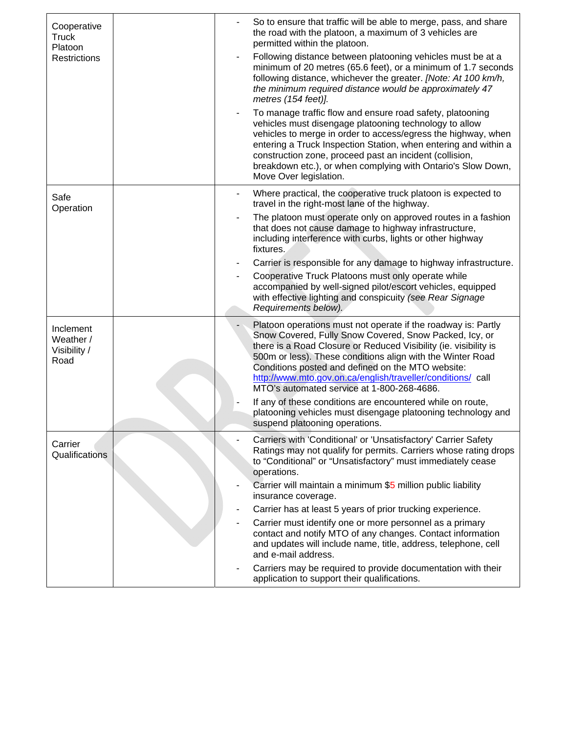| | | |
|---|---|---|
| Cooperative Truck Platoon Restrictions | | - So to ensure that traffic will be able to merge, pass, and share the road with the platoon, a maximum of 3 vehicles are permitted within the platoon.<br>- Following distance between platooning vehicles must be at a minimum of 20 metres (65.6 feet), or a minimum of 1.7 seconds following distance, whichever the greater. *[Note: At 100 km/h, the minimum required distance would be approximately 47 metres (154 feet)].*<br>- To manage traffic flow and ensure road safety, platooning vehicles must disengage platooning technology to allow vehicles to merge in order to access/egress the highway, when entering a Truck Inspection Station, when entering and within a construction zone, proceed past an incident (collision, breakdown etc.), or when complying with Ontario's Slow Down, Move Over legislation. |
| Safe Operation | | - Where practical, the cooperative truck platoon is expected to travel in the right-most lane of the highway.<br>- The platoon must operate only on approved routes in a fashion that does not cause damage to highway infrastructure, including interference with curbs, lights or other highway fixtures.<br>- Carrier is responsible for any damage to highway infrastructure.<br>- Cooperative Truck Platoons must only operate while accompanied by well-signed pilot/escort vehicles, equipped with effective lighting and conspicuity *(see Rear Signage Requirements below).* |
| Inclement Weather / Visibility / Road | | - Platoon operations must not operate if the roadway is: Partly Snow Covered, Fully Snow Covered, Snow Packed, Icy, or there is a Road Closure or Reduced Visibility (ie. visibility is 500m or less). These conditions align with the Winter Road Conditions posted and defined on the MTO website: http://www.mto.gov.on.ca/english/traveller/conditions/ call MTO's automated service at 1-800-268-4686.<br>- If any of these conditions are encountered while on route, platooning vehicles must disengage platooning technology and suspend platooning operations. |
| Carrier Qualifications | | - Carriers with 'Conditional' or 'Unsatisfactory' Carrier Safety Ratings may not qualify for permits. Carriers whose rating drops to "Conditional" or "Unsatisfactory" must immediately cease operations.<br>- Carrier will maintain a minimum $5 million public liability insurance coverage.<br>- Carrier has at least 5 years of prior trucking experience.<br>- Carrier must identify one or more personnel as a primary contact and notify MTO of any changes. Contact information and updates will include name, title, address, telephone, cell and e-mail address.<br>- Carriers may be required to provide documentation with their application to support their qualifications. |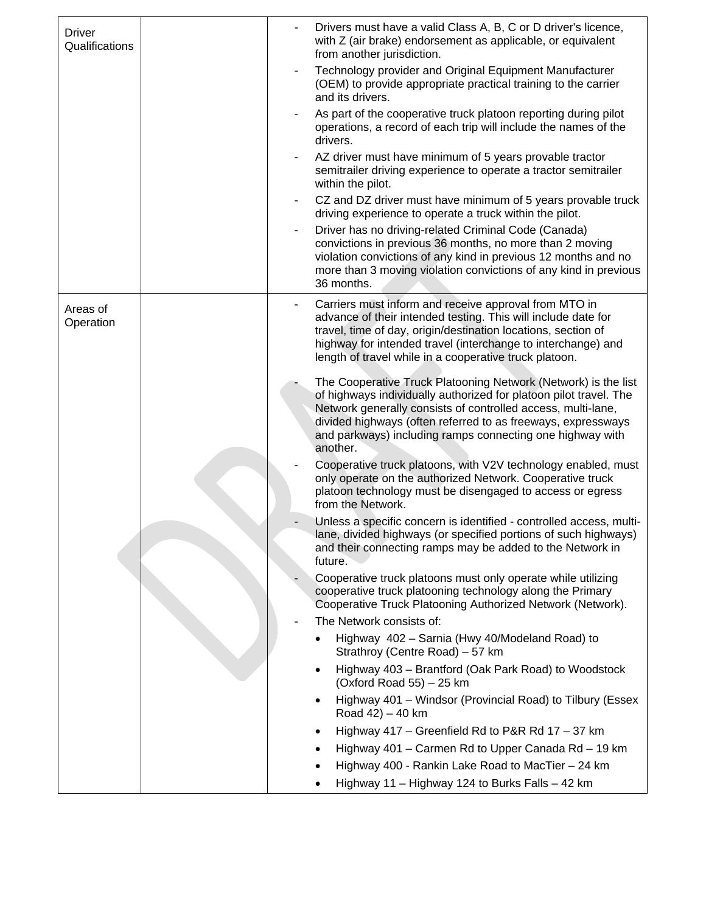| | | |
|---|---|---|
| Driver Qualifications | | - Drivers must have a valid Class A, B, C or D driver's licence, with Z (air brake) endorsement as applicable, or equivalent from another jurisdiction.<br>- Technology provider and Original Equipment Manufacturer (OEM) to provide appropriate practical training to the carrier and its drivers.<br>- As part of the cooperative truck platoon reporting during pilot operations, a record of each trip will include the names of the drivers.<br>- AZ driver must have minimum of 5 years provable tractor semitrailer driving experience to operate a tractor semitrailer within the pilot.<br>- CZ and DZ driver must have minimum of 5 years provable truck driving experience to operate a truck within the pilot.<br>- Driver has no driving-related Criminal Code (Canada) convictions in previous 36 months, no more than 2 moving violation convictions of any kind in previous 12 months and no more than 3 moving violation convictions of any kind in previous 36 months. |
| Areas of Operation | | - Carriers must inform and receive approval from MTO in advance of their intended testing. This will include date for travel, time of day, origin/destination locations, section of highway for intended travel (interchange to interchange) and length of travel while in a cooperative truck platoon.<br>- The Cooperative Truck Platooning Network (Network) is the list of highways individually authorized for platoon pilot travel. The Network generally consists of controlled access, multi-lane, divided highways (often referred to as freeways, expressways and parkways) including ramps connecting one highway with another.<br>- Cooperative truck platoons, with V2V technology enabled, must only operate on the authorized Network. Cooperative truck platoon technology must be disengaged to access or egress from the Network.<br>- Unless a specific concern is identified - controlled access, multi-lane, divided highways (or specified portions of such highways) and their connecting ramps may be added to the Network in future.<br>- Cooperative truck platoons must only operate while utilizing cooperative truck platooning technology along the Primary Cooperative Truck Platooning Authorized Network (Network).<br>- The Network consists of:<br>• Highway 402 – Sarnia (Hwy 40/Modeland Road) to Strathroy (Centre Road) – 57 km<br>• Highway 403 – Brantford (Oak Park Road) to Woodstock (Oxford Road 55) – 25 km<br>• Highway 401 – Windsor (Provincial Road) to Tilbury (Essex Road 42) – 40 km<br>• Highway 417 – Greenfield Rd to P&R Rd 17 – 37 km<br>• Highway 401 – Carmen Rd to Upper Canada Rd – 19 km<br>• Highway 400 - Rankin Lake Road to MacTier – 24 km<br>• Highway 11 – Highway 124 to Burks Falls – 42 km |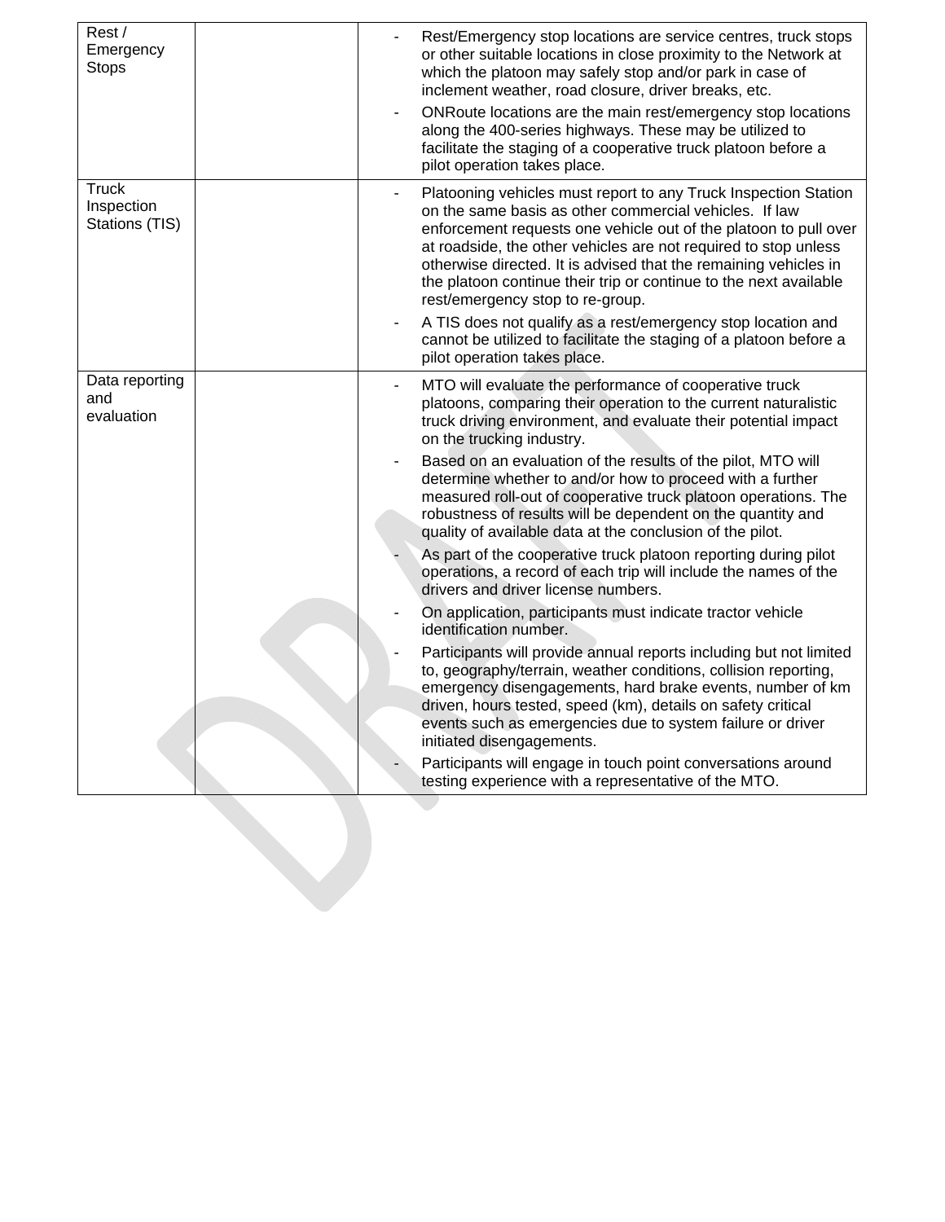| | | |
|---|---|---|
| Rest / Emergency Stops | | - Rest/Emergency stop locations are service centres, truck stops or other suitable locations in close proximity to the Network at which the platoon may safely stop and/or park in case of inclement weather, road closure, driver breaks, etc.<br>- ONRoute locations are the main rest/emergency stop locations along the 400-series highways. These may be utilized to facilitate the staging of a cooperative truck platoon before a pilot operation takes place. |
| Truck Inspection Stations (TIS) | | - Platooning vehicles must report to any Truck Inspection Station on the same basis as other commercial vehicles. If law enforcement requests one vehicle out of the platoon to pull over at roadside, the other vehicles are not required to stop unless otherwise directed. It is advised that the remaining vehicles in the platoon continue their trip or continue to the next available rest/emergency stop to re-group.<br>- A TIS does not qualify as a rest/emergency stop location and cannot be utilized to facilitate the staging of a platoon before a pilot operation takes place. |
| Data reporting and evaluation | | - MTO will evaluate the performance of cooperative truck platoons, comparing their operation to the current naturalistic truck driving environment, and evaluate their potential impact on the trucking industry.<br>- Based on an evaluation of the results of the pilot, MTO will determine whether to and/or how to proceed with a further measured roll-out of cooperative truck platoon operations. The robustness of results will be dependent on the quantity and quality of available data at the conclusion of the pilot.<br>- As part of the cooperative truck platoon reporting during pilot operations, a record of each trip will include the names of the drivers and driver license numbers.<br>- On application, participants must indicate tractor vehicle identification number.<br>- Participants will provide annual reports including but not limited to, geography/terrain, weather conditions, collision reporting, emergency disengagements, hard brake events, number of km driven, hours tested, speed (km), details on safety critical events such as emergencies due to system failure or driver initiated disengagements.<br>- Participants will engage in touch point conversations around testing experience with a representative of the MTO. |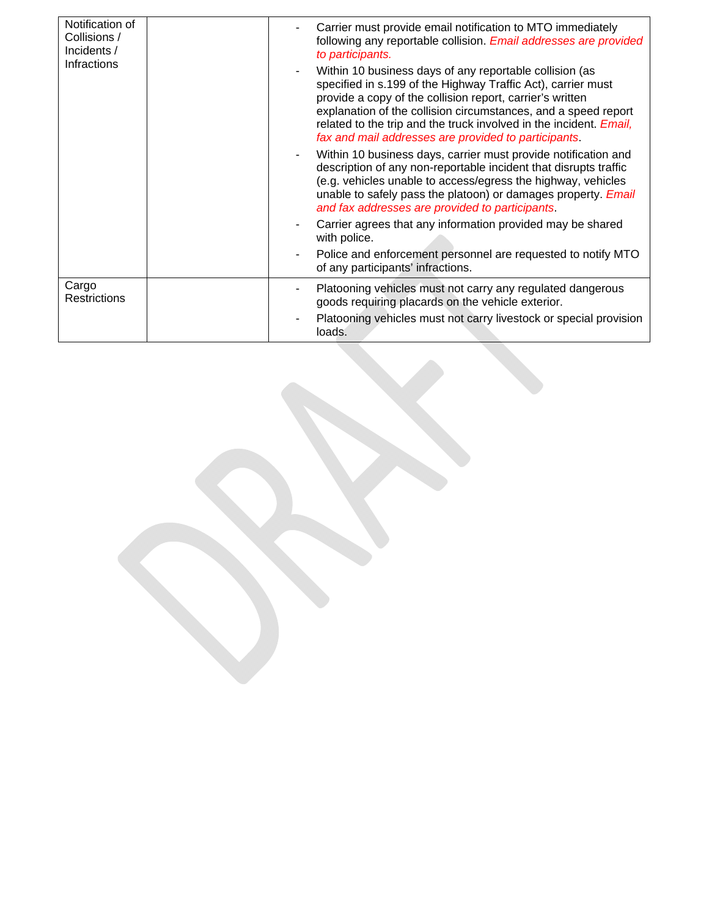| | | |
|---|---|---|
| Notification of Collisions / Incidents / Infractions | | - Carrier must provide email notification to MTO immediately following any reportable collision. *Email addresses are provided to participants.*<br>- Within 10 business days of any reportable collision (as specified in s.199 of the Highway Traffic Act), carrier must provide a copy of the collision report, carrier's written explanation of the collision circumstances, and a speed report related to the trip and the truck involved in the incident. *Email, fax and mail addresses are provided to participants*.<br>- Within 10 business days, carrier must provide notification and description of any non-reportable incident that disrupts traffic (e.g. vehicles unable to access/egress the highway, vehicles unable to safely pass the platoon) or damages property. *Email and fax addresses are provided to participants*.<br>- Carrier agrees that any information provided may be shared with police.<br>- Police and enforcement personnel are requested to notify MTO of any participants' infractions. |
| Cargo Restrictions | | - Platooning vehicles must not carry any regulated dangerous goods requiring placards on the vehicle exterior.<br>- Platooning vehicles must not carry livestock or special provision loads. |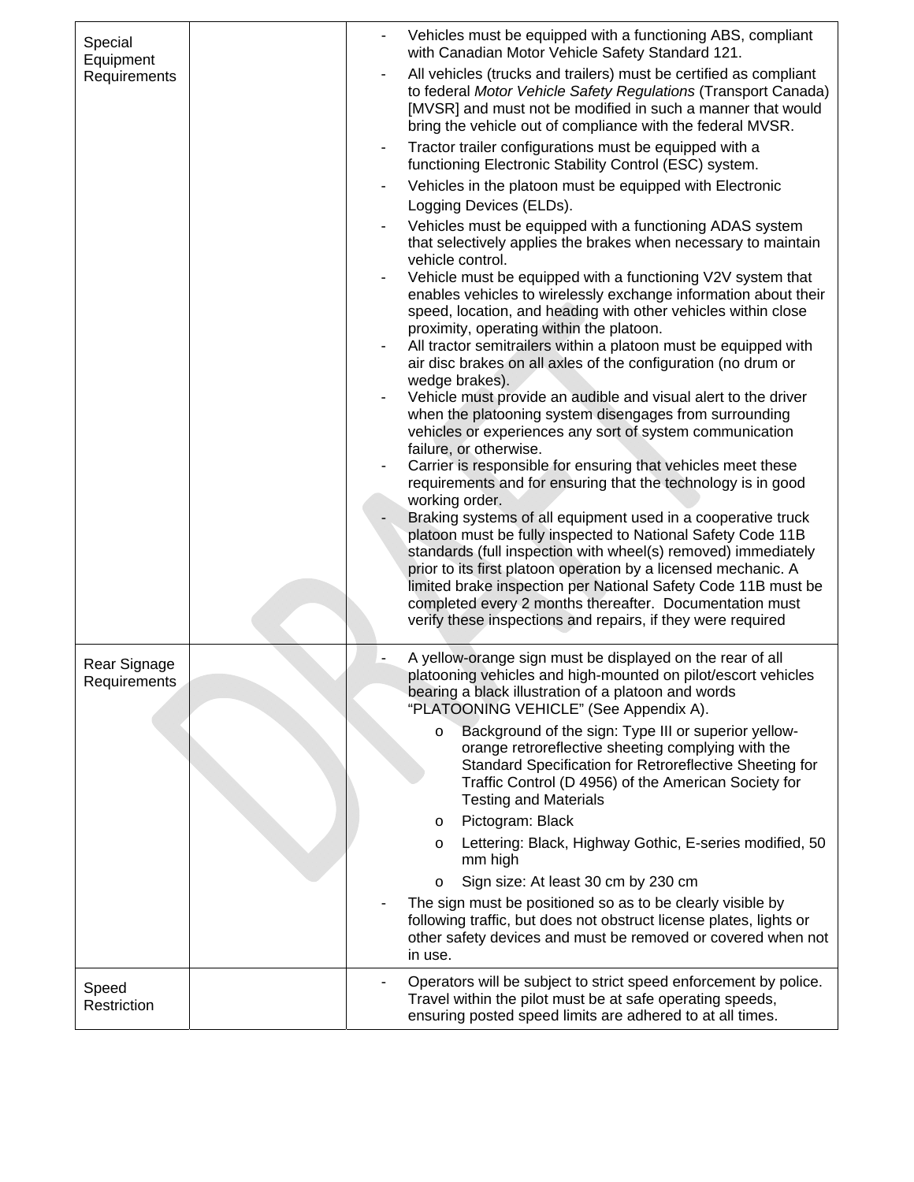| | | |
|---|---|---|
| Special Equipment Requirements | | - Vehicles must be equipped with a functioning ABS, compliant with Canadian Motor Vehicle Safety Standard 121.<br>- All vehicles (trucks and trailers) must be certified as compliant to federal *Motor Vehicle Safety Regulations* (Transport Canada) [MVSR] and must not be modified in such a manner that would bring the vehicle out of compliance with the federal MVSR.<br>- Tractor trailer configurations must be equipped with a functioning Electronic Stability Control (ESC) system.<br>- Vehicles in the platoon must be equipped with Electronic Logging Devices (ELDs).<br>- Vehicles must be equipped with a functioning ADAS system that selectively applies the brakes when necessary to maintain vehicle control.<br>- Vehicle must be equipped with a functioning V2V system that enables vehicles to wirelessly exchange information about their speed, location, and heading with other vehicles within close proximity, operating within the platoon.<br>- All tractor semitrailers within a platoon must be equipped with air disc brakes on all axles of the configuration (no drum or wedge brakes).<br>- Vehicle must provide an audible and visual alert to the driver when the platooning system disengages from surrounding vehicles or experiences any sort of system communication failure, or otherwise.<br>- Carrier is responsible for ensuring that vehicles meet these requirements and for ensuring that the technology is in good working order.<br>- Braking systems of all equipment used in a cooperative truck platoon must be fully inspected to National Safety Code 11B standards (full inspection with wheel(s) removed) immediately prior to its first platoon operation by a licensed mechanic. A limited brake inspection per National Safety Code 11B must be completed every 2 months thereafter. Documentation must verify these inspections and repairs, if they were required |
| Rear Signage Requirements | | - A yellow-orange sign must be displayed on the rear of all platooning vehicles and high-mounted on pilot/escort vehicles bearing a black illustration of a platoon and words "PLATOONING VEHICLE" (See Appendix A).<br>&nbsp;&nbsp;&nbsp;&nbsp;o Background of the sign: Type III or superior yellow-orange retroreflective sheeting complying with the Standard Specification for Retroreflective Sheeting for Traffic Control (D 4956) of the American Society for Testing and Materials<br>&nbsp;&nbsp;&nbsp;&nbsp;o Pictogram: Black<br>&nbsp;&nbsp;&nbsp;&nbsp;o Lettering: Black, Highway Gothic, E-series modified, 50 mm high<br>&nbsp;&nbsp;&nbsp;&nbsp;o Sign size: At least 30 cm by 230 cm<br>- The sign must be positioned so as to be clearly visible by following traffic, but does not obstruct license plates, lights or other safety devices and must be removed or covered when not in use. |
| Speed Restriction | | - Operators will be subject to strict speed enforcement by police. Travel within the pilot must be at safe operating speeds, ensuring posted speed limits are adhered to at all times. |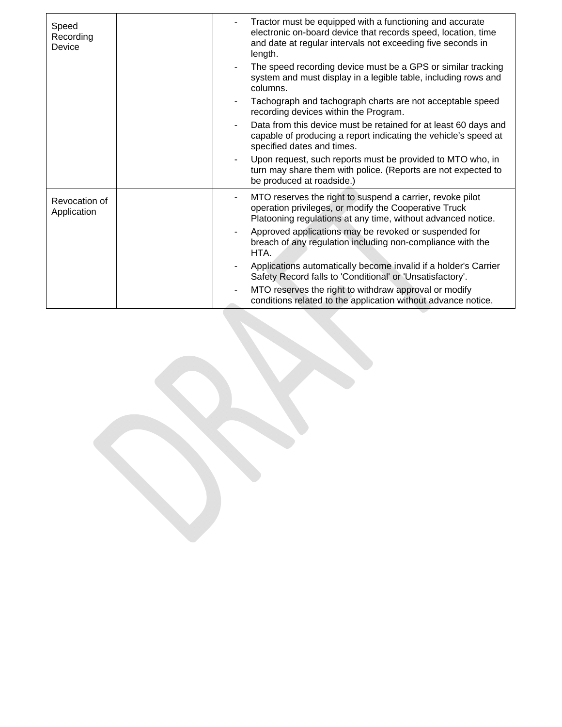| | | |
|---|---|---|
| Speed Recording Device | | - Tractor must be equipped with a functioning and accurate electronic on-board device that records speed, location, time and date at regular intervals not exceeding five seconds in length.<br>- The speed recording device must be a GPS or similar tracking system and must display in a legible table, including rows and columns.<br>- Tachograph and tachograph charts are not acceptable speed recording devices within the Program.<br>- Data from this device must be retained for at least 60 days and capable of producing a report indicating the vehicle's speed at specified dates and times.<br>- Upon request, such reports must be provided to MTO who, in turn may share them with police. (Reports are not expected to be produced at roadside.) |
| Revocation of Application | | - MTO reserves the right to suspend a carrier, revoke pilot operation privileges, or modify the Cooperative Truck Platooning regulations at any time, without advanced notice.<br>- Approved applications may be revoked or suspended for breach of any regulation including non-compliance with the HTA.<br>- Applications automatically become invalid if a holder's Carrier Safety Record falls to 'Conditional' or 'Unsatisfactory'.<br>- MTO reserves the right to withdraw approval or modify conditions related to the application without advance notice. |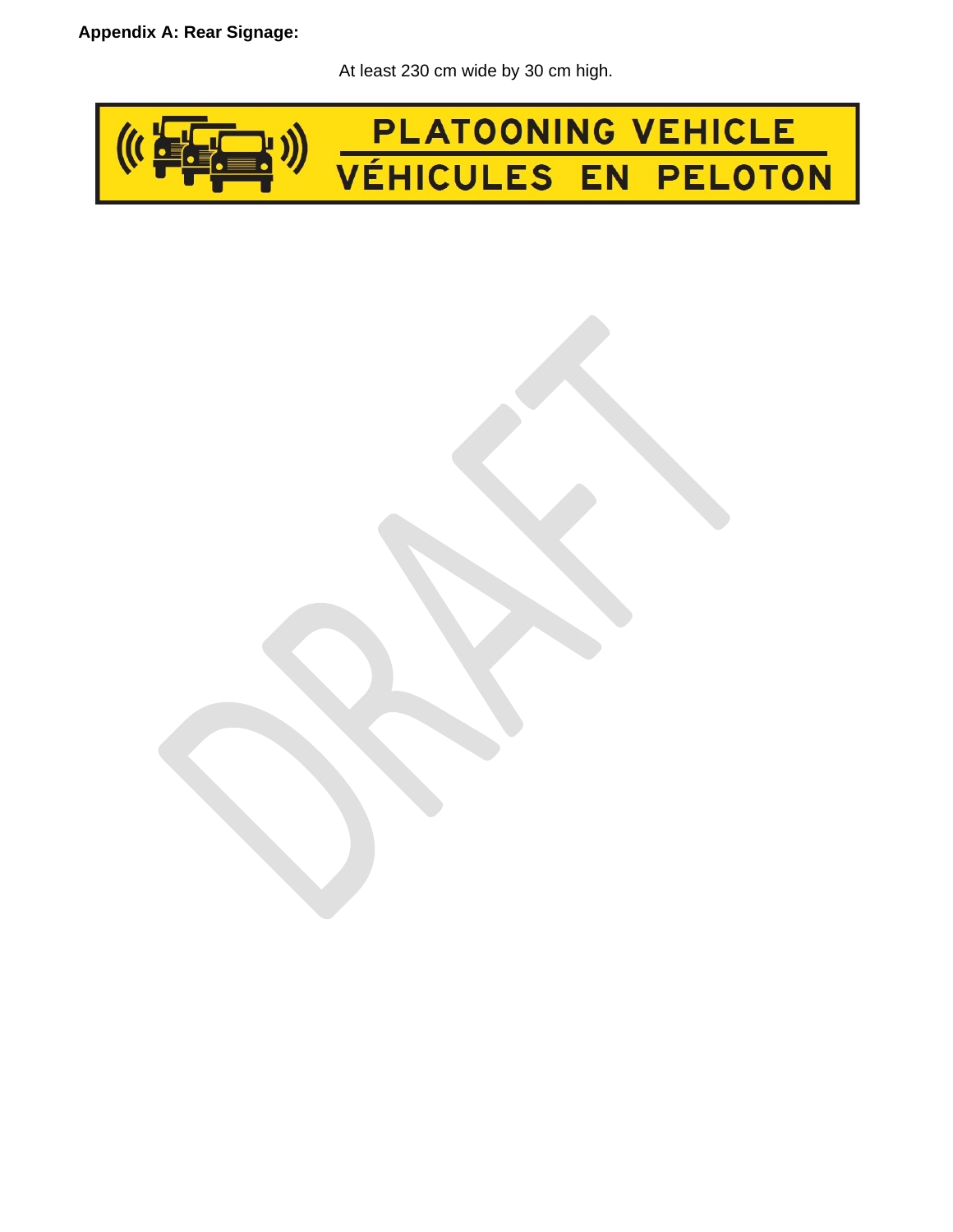**Appendix A: Rear Signage:**

At least 230 cm wide by 30 cm high.

PLATOONING VEHICLE

VÉHICULES EN PELOTON